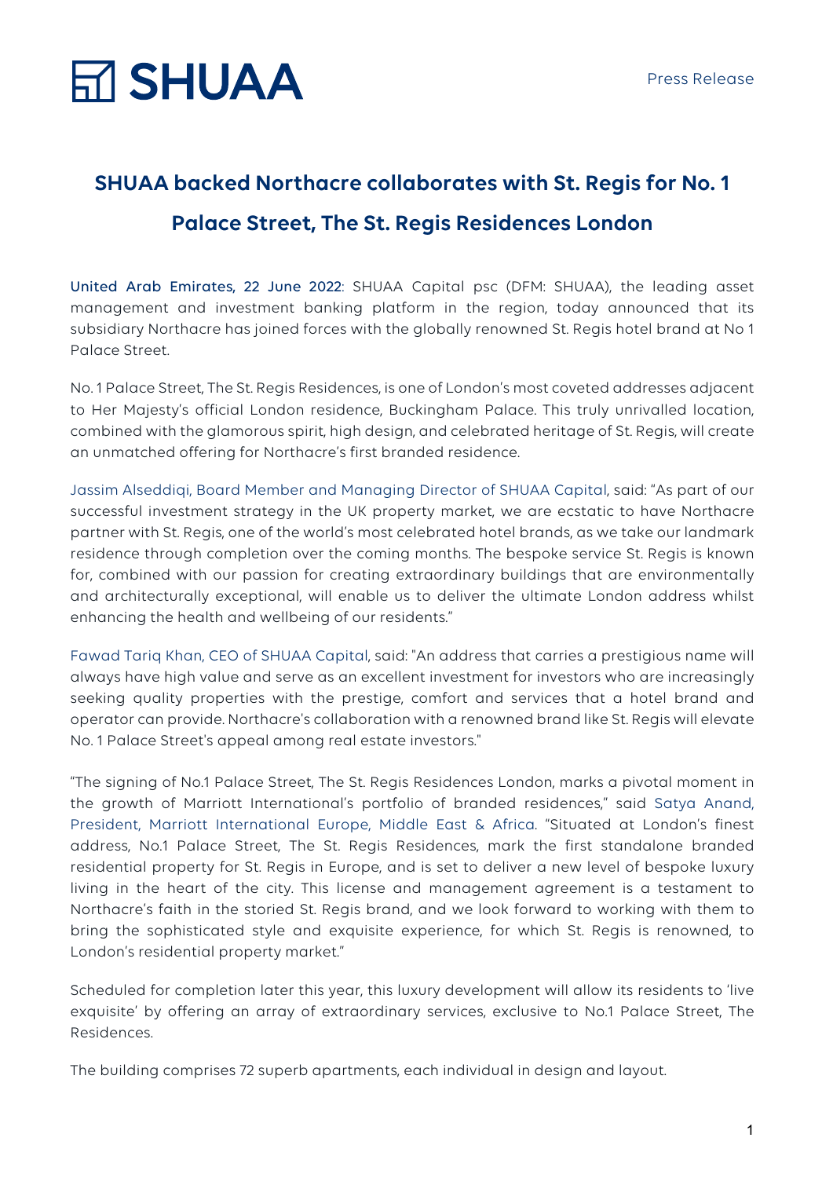SHUAA

Press Release

# SHUAA backed Northacre collaborates with St. Regis for No. 1 Palace Street, The St. Regis Residences London

United Arab Emirates, 22 June 2022: SHUAA Capital psc (DFM: SHUAA), the leading asset management and investment banking platform in the region, today announced that its subsidiary Northacre has joined forces with the globally renowned St. Regis hotel brand at No 1 Palace Street.

No. 1 Palace Street, The St. Regis Residences, is one of London's most coveted addresses adjacent to Her Majesty's official London residence, Buckingham Palace. This truly unrivalled location, combined with the glamorous spirit, high design, and celebrated heritage of St. Regis, will create an unmatched offering for Northacre's first branded residence.

Jassim Alseddiqi, Board Member and Managing Director of SHUAA Capital, said: "As part of our successful investment strategy in the UK property market, we are ecstatic to have Northacre partner with St. Regis, one of the world's most celebrated hotel brands, as we take our landmark residence through completion over the coming months. The bespoke service St. Regis is known for, combined with our passion for creating extraordinary buildings that are environmentally and architecturally exceptional, will enable us to deliver the ultimate London address whilst enhancing the health and wellbeing of our residents."

Fawad Tariq Khan, CEO of SHUAA Capital, said: "An address that carries a prestigious name will always have high value and serve as an excellent investment for investors who are increasingly seeking quality properties with the prestige, comfort and services that a hotel brand and operator can provide. Northacre's collaboration with a renowned brand like St. Regis will elevate No. 1 Palace Street's appeal among real estate investors."

"The signing of No.1 Palace Street, The St. Regis Residences London, marks a pivotal moment in the growth of Marriott International's portfolio of branded residences," said Satya Anand, President, Marriott International Europe, Middle East & Africa. "Situated at London's finest address, No.1 Palace Street, The St. Regis Residences, mark the first standalone branded residential property for St. Regis in Europe, and is set to deliver a new level of bespoke luxury living in the heart of the city. This license and management agreement is a testament to Northacre's faith in the storied St. Regis brand, and we look forward to working with them to bring the sophisticated style and exquisite experience, for which St. Regis is renowned, to London's residential property market."

Scheduled for completion later this year, this luxury development will allow its residents to 'live exquisite' by offering an array of extraordinary services, exclusive to No.1 Palace Street, The Residences.

The building comprises 72 superb apartments, each individual in design and layout.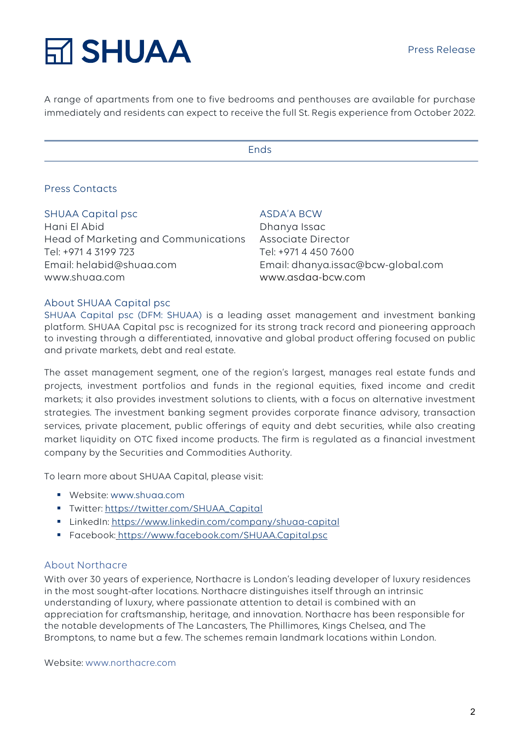A range of apartments from one to five bedrooms and penthouses are available for purchase immediately and residents can expect to receive the full St. Regis experience from October 2022.

---

Ends

---

## Press Contacts

**SHUAA Capital psc**
Hani El Abid
Head of Marketing and Communications
Tel: +971 4 3199 723
Email: helabid@shuaa.com
www.shuaa.com

**ASDA'A BCW**
Dhanya Issac
Associate Director
Tel: +971 4 450 7600
Email: dhanya.issac@bcw-global.com
www.asdaa-bcw.com

## About SHUAA Capital psc

SHUAA Capital psc (DFM: SHUAA) is a leading asset management and investment banking platform. SHUAA Capital psc is recognized for its strong track record and pioneering approach to investing through a differentiated, innovative and global product offering focused on public and private markets, debt and real estate.

The asset management segment, one of the region's largest, manages real estate funds and projects, investment portfolios and funds in the regional equities, fixed income and credit markets; it also provides investment solutions to clients, with a focus on alternative investment strategies. The investment banking segment provides corporate finance advisory, transaction services, private placement, public offerings of equity and debt securities, while also creating market liquidity on OTC fixed income products. The firm is regulated as a financial investment company by the Securities and Commodities Authority.

To learn more about SHUAA Capital, please visit:

- Website: www.shuaa.com
- Twitter: https://twitter.com/SHUAA_Capital
- LinkedIn: https://www.linkedin.com/company/shuaa-capital
- Facebook: https://www.facebook.com/SHUAA.Capital.psc

## About Northacre

With over 30 years of experience, Northacre is London's leading developer of luxury residences in the most sought-after locations. Northacre distinguishes itself through an intrinsic understanding of luxury, where passionate attention to detail is combined with an appreciation for craftsmanship, heritage, and innovation. Northacre has been responsible for the notable developments of The Lancasters, The Phillimores, Kings Chelsea, and The Bromptons, to name but a few. The schemes remain landmark locations within London.

Website: www.northacre.com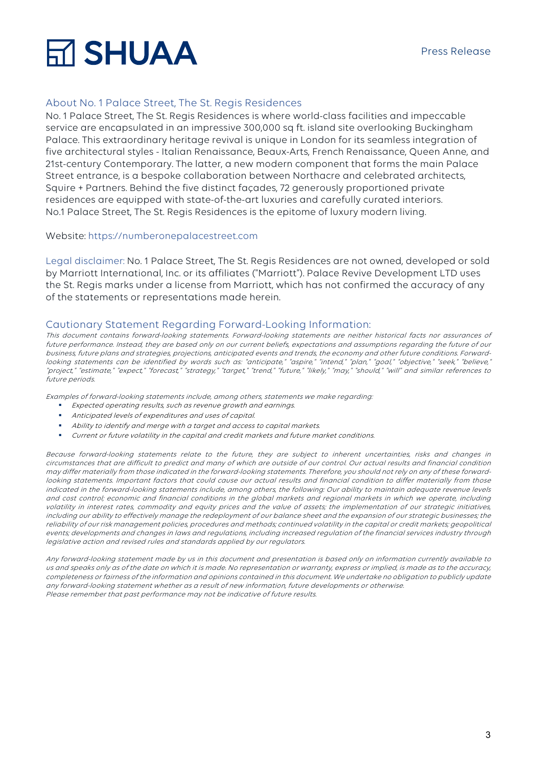## About No. 1 Palace Street, The St. Regis Residences

No. 1 Palace Street, The St. Regis Residences is where world-class facilities and impeccable service are encapsulated in an impressive 300,000 sq ft. island site overlooking Buckingham Palace. This extraordinary heritage revival is unique in London for its seamless integration of five architectural styles - Italian Renaissance, Beaux-Arts, French Renaissance, Queen Anne, and 21st-century Contemporary. The latter, a new modern component that forms the main Palace Street entrance, is a bespoke collaboration between Northacre and celebrated architects, Squire + Partners. Behind the five distinct façades, 72 generously proportioned private residences are equipped with state-of-the-art luxuries and carefully curated interiors. No.1 Palace Street, The St. Regis Residences is the epitome of luxury modern living.

Website: https://numberonepalacestreet.com

Legal disclaimer: No. 1 Palace Street, The St. Regis Residences are not owned, developed or sold by Marriott International, Inc. or its affiliates ("Marriott"). Palace Revive Development LTD uses the St. Regis marks under a license from Marriott, which has not confirmed the accuracy of any of the statements or representations made herein.

## Cautionary Statement Regarding Forward-Looking Information:

*This document contains forward-looking statements. Forward-looking statements are neither historical facts nor assurances of future performance. Instead, they are based only on our current beliefs, expectations and assumptions regarding the future of our business, future plans and strategies, projections, anticipated events and trends, the economy and other future conditions. Forward-looking statements can be identified by words such as: "anticipate," "aspire," "intend," "plan," "goal," "objective," "seek," "believe," "project," "estimate," "expect," "forecast," "strategy," "target," "trend," "future," "likely," "may," "should," "will" and similar references to future periods.*

*Examples of forward-looking statements include, among others, statements we make regarding:*

- *Expected operating results, such as revenue growth and earnings.*
- *Anticipated levels of expenditures and uses of capital.*
- *Ability to identify and merge with a target and access to capital markets.*
- *Current or future volatility in the capital and credit markets and future market conditions.*

*Because forward-looking statements relate to the future, they are subject to inherent uncertainties, risks and changes in circumstances that are difficult to predict and many of which are outside of our control. Our actual results and financial condition may differ materially from those indicated in the forward-looking statements. Therefore, you should not rely on any of these forward-looking statements. Important factors that could cause our actual results and financial condition to differ materially from those indicated in the forward-looking statements include, among others, the following: Our ability to maintain adequate revenue levels and cost control; economic and financial conditions in the global markets and regional markets in which we operate, including volatility in interest rates, commodity and equity prices and the value of assets; the implementation of our strategic initiatives, including our ability to effectively manage the redeployment of our balance sheet and the expansion of our strategic businesses; the reliability of our risk management policies, procedures and methods; continued volatility in the capital or credit markets; geopolitical events; developments and changes in laws and regulations, including increased regulation of the financial services industry through legislative action and revised rules and standards applied by our regulators.*

*Any forward-looking statement made by us in this document and presentation is based only on information currently available to us and speaks only as of the date on which it is made. No representation or warranty, express or implied, is made as to the accuracy, completeness or fairness of the information and opinions contained in this document. We undertake no obligation to publicly update any forward-looking statement whether as a result of new information, future developments or otherwise.*
*Please remember that past performance may not be indicative of future results.*